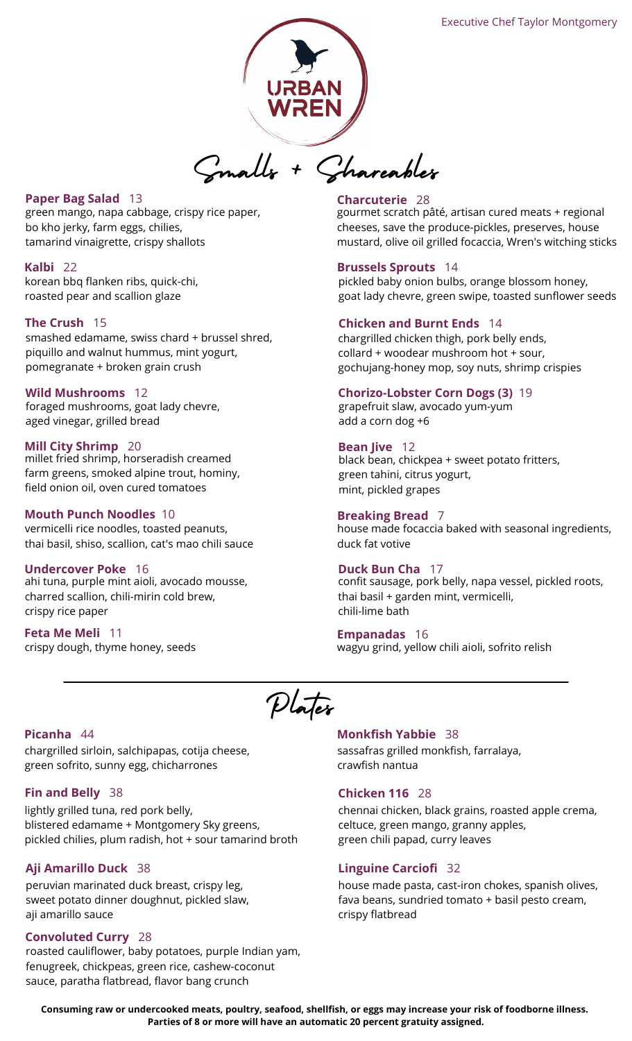Executive Chef Taylor Montgomery

# URBAN WREN

## Smalls + Shareables

**Paper Bag Salad** 13
green mango, napa cabbage, crispy rice paper, bo kho jerky, farm eggs, chilies, tamarind vinaigrette, crispy shallots

**Kalbi** 22
korean bbq flanken ribs, quick-chi, roasted pear and scallion glaze

**The Crush** 15
smashed edamame, swiss chard + brussel shred, piquillo and walnut hummus, mint yogurt, pomegranate + broken grain crush

**Wild Mushrooms** 12
foraged mushrooms, goat lady chevre, aged vinegar, grilled bread

**Mill City Shrimp** 20
millet fried shrimp, horseradish creamed farm greens, smoked alpine trout, hominy, field onion oil, oven cured tomatoes

**Mouth Punch Noodles** 10
vermicelli rice noodles, toasted peanuts, thai basil, shiso, scallion, cat's mao chili sauce

**Undercover Poke** 16
ahi tuna, purple mint aioli, avocado mousse, charred scallion, chili-mirin cold brew, crispy rice paper

**Feta Me Meli** 11
crispy dough, thyme honey, seeds

**Charcuterie** 28
gourmet scratch pâté, artisan cured meats + regional cheeses, save the produce-pickles, preserves, house mustard, olive oil grilled focaccia, Wren's witching sticks

**Brussels Sprouts** 14
pickled baby onion bulbs, orange blossom honey, goat lady chevre, green swipe, toasted sunflower seeds

**Chicken and Burnt Ends** 14
chargrilled chicken thigh, pork belly ends, collard + woodear mushroom hot + sour, gochujang-honey mop, soy nuts, shrimp crispies

**Chorizo-Lobster Corn Dogs (3)** 19
grapefruit slaw, avocado yum-yum
add a corn dog +6

**Bean Jive** 12
black bean, chickpea + sweet potato fritters, green tahini, citrus yogurt, mint, pickled grapes

**Breaking Bread** 7
house made focaccia baked with seasonal ingredients, duck fat votive

**Duck Bun Cha** 17
confit sausage, pork belly, napa vessel, pickled roots, thai basil + garden mint, vermicelli, chili-lime bath

**Empanadas** 16
wagyu grind, yellow chili aioli, sofrito relish

## Plates

**Picanha** 44
chargrilled sirloin, salchipapas, cotija cheese, green sofrito, sunny egg, chicharrones

**Fin and Belly** 38
lightly grilled tuna, red pork belly, blistered edamame + Montgomery Sky greens, pickled chilies, plum radish, hot + sour tamarind broth

**Aji Amarillo Duck** 38
peruvian marinated duck breast, crispy leg, sweet potato dinner doughnut, pickled slaw, aji amarillo sauce

**Convoluted Curry** 28
roasted cauliflower, baby potatoes, purple Indian yam, fenugreek, chickpeas, green rice, cashew-coconut sauce, paratha flatbread, flavor bang crunch

**Monkfish Yabbie** 38
sassafras grilled monkfish, farralaya, crawfish nantua

**Chicken 116** 28
chennai chicken, black grains, roasted apple crema, celtuce, green mango, granny apples, green chili papad, curry leaves

**Linguine Carciofi** 32
house made pasta, cast-iron chokes, spanish olives, fava beans, sundried tomato + basil pesto cream, crispy flatbread

**Consuming raw or undercooked meats, poultry, seafood, shellfish, or eggs may increase your risk of foodborne illness.**
**Parties of 8 or more will have an automatic 20 percent gratuity assigned.**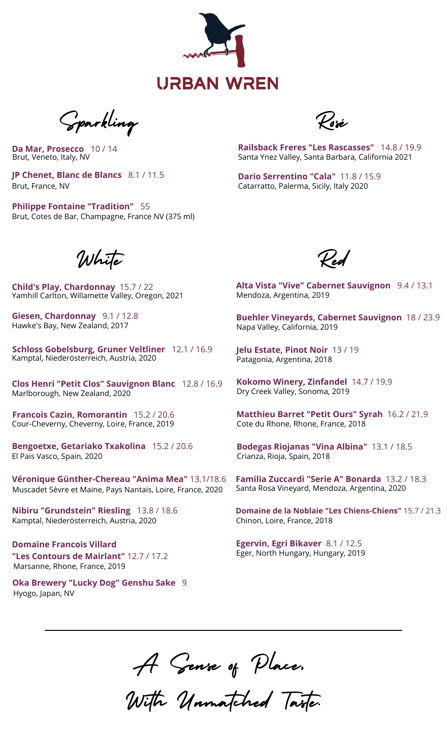# URBAN WREN

## Sparkling

**Da Mar, Prosecco** 10 / 14
Brut, Veneto, Italy, NV

**JP Chenet, Blanc de Blancs** 8.1 / 11.5
Brut, France, NV

**Philippe Fontaine "Tradition"** 55
Brut, Cotes de Bar, Champagne, France NV (375 ml)

## Rosé

**Railsback Freres "Les Rascasses"** 14.8 / 19.9
Santa Ynez Valley, Santa Barbara, California 2021

**Dario Serrentino "Cala"** 11.8 / 15.9
Catarratto, Palermo, Sicily, Italy 2020

## White

**Child's Play, Chardonnay** 15.7 / 22
Yamhill Carlton, Willamette Valley, Oregon, 2021

**Giesen, Chardonnay** 9.1 / 12.8
Hawke's Bay, New Zealand, 2017

**Schloss Gobelsburg, Gruner Veltliner** 12.1 / 16.9
Kamptal, Niederösterreich, Austria, 2020

**Clos Henri "Petit Clos" Sauvignon Blanc** 12.8 / 16.9
Marlborough, New Zealand, 2020

**Francois Cazin, Romorantin** 15.2 / 20.6
Cour-Cheverny, Cheverny, Loire, France, 2019

**Bengoetxe, Getariako Txakolina** 15.2 / 20.6
El Pais Vasco, Spain, 2020

**Véronique Günther-Chereau "Anima Mea"** 13.1/18.6
Muscadet Sèvre et Maine, Pays Nantais, Loire, France, 2020

**Nibiru "Grundstein" Riesling** 13.8 / 18.6
Kamptal, Niederösterreich, Austria, 2020

**Domaine Francois Villard "Les Contours de Mairlant"** 12.7 / 17.2
Marsanne, Rhone, France, 2019

**Oka Brewery "Lucky Dog" Genshu Sake** 9
Hyogo, Japan, NV

## Red

**Alta Vista "Vive" Cabernet Sauvignon** 9.4 / 13.1
Mendoza, Argentina, 2019

**Buehler Vineyards, Cabernet Sauvignon** 18 / 23.9
Napa Valley, California, 2019

**Jelu Estate, Pinot Noir** 13 / 19
Patagonia, Argentina, 2018

**Kokomo Winery, Zinfandel** 14.7 / 19.9
Dry Creek Valley, Sonoma, 2019

**Matthieu Barret "Petit Ours" Syrah** 16.2 / 21.9
Cote du Rhone, Rhone, France, 2018

**Bodegas Riojanas "Vina Albina"** 13.1 / 18.5
Crianza, Rioja, Spain, 2018

**Familia Zuccardi "Serie A" Bonarda** 13.2 / 18.3
Santa Rosa Vineyard, Mendoza, Argentina, 2020

**Domaine de la Noblaie "Les Chiens-Chiens"** 15.7 / 21.3
Chinon, Loire, France, 2018

**Egervin, Egri Bikaver** 8.1 / 12.5
Eger, North Hungary, Hungary, 2019

---

*A Sense of Place.*
*With Unmatched Taste.*